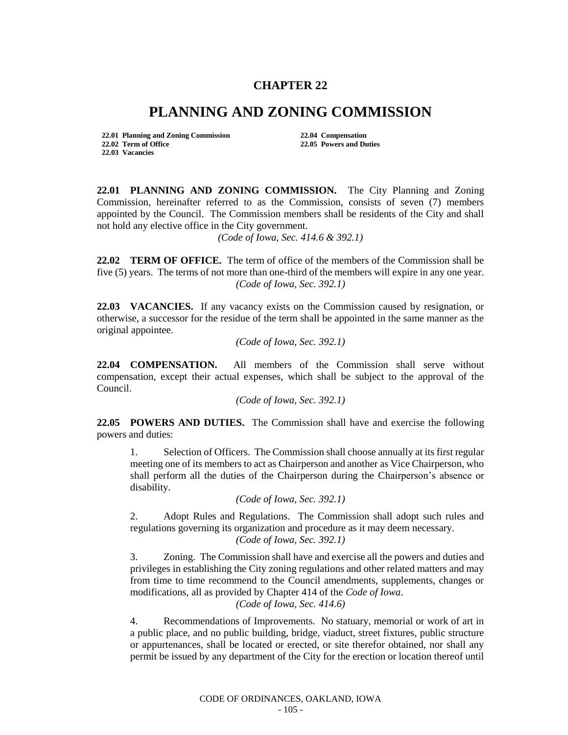# CHAPTER 22

# PLANNING AND ZONING COMMISSION

**22.01 Planning and Zoning Commission**
**22.02 Term of Office**
**22.03 Vacancies**
**22.04 Compensation**
**22.05 Powers and Duties**

**22.01 PLANNING AND ZONING COMMISSION.** The City Planning and Zoning Commission, hereinafter referred to as the Commission, consists of seven (7) members appointed by the Council. The Commission members shall be residents of the City and shall not hold any elective office in the City government.

*(Code of Iowa, Sec. 414.6 & 392.1)*

**22.02 TERM OF OFFICE.** The term of office of the members of the Commission shall be five (5) years. The terms of not more than one-third of the members will expire in any one year.

*(Code of Iowa, Sec. 392.1)*

**22.03 VACANCIES.** If any vacancy exists on the Commission caused by resignation, or otherwise, a successor for the residue of the term shall be appointed in the same manner as the original appointee.

*(Code of Iowa, Sec. 392.1)*

**22.04 COMPENSATION.** All members of the Commission shall serve without compensation, except their actual expenses, which shall be subject to the approval of the Council.

*(Code of Iowa, Sec. 392.1)*

**22.05 POWERS AND DUTIES.** The Commission shall have and exercise the following powers and duties:

1. Selection of Officers. The Commission shall choose annually at its first regular meeting one of its members to act as Chairperson and another as Vice Chairperson, who shall perform all the duties of the Chairperson during the Chairperson's absence or disability.

   *(Code of Iowa, Sec. 392.1)*

2. Adopt Rules and Regulations. The Commission shall adopt such rules and regulations governing its organization and procedure as it may deem necessary.

   *(Code of Iowa, Sec. 392.1)*

3. Zoning. The Commission shall have and exercise all the powers and duties and privileges in establishing the City zoning regulations and other related matters and may from time to time recommend to the Council amendments, supplements, changes or modifications, all as provided by Chapter 414 of the *Code of Iowa*.

   *(Code of Iowa, Sec. 414.6)*

4. Recommendations of Improvements. No statuary, memorial or work of art in a public place, and no public building, bridge, viaduct, street fixtures, public structure or appurtenances, shall be located or erected, or site therefor obtained, nor shall any permit be issued by any department of the City for the erection or location thereof until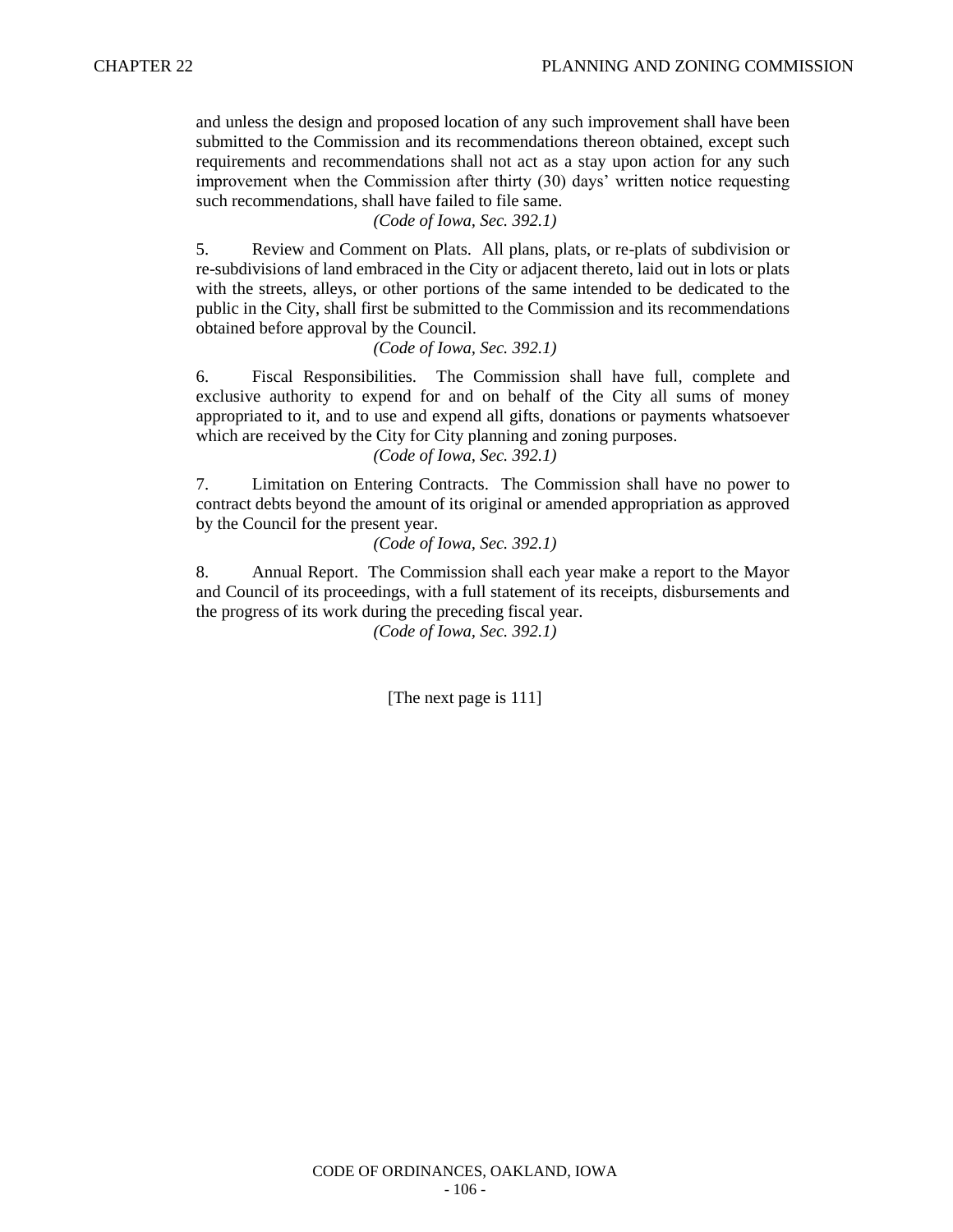and unless the design and proposed location of any such improvement shall have been submitted to the Commission and its recommendations thereon obtained, except such requirements and recommendations shall not act as a stay upon action for any such improvement when the Commission after thirty (30) days' written notice requesting such recommendations, shall have failed to file same.

*(Code of Iowa, Sec. 392.1)*

5. Review and Comment on Plats. All plans, plats, or re-plats of subdivision or re-subdivisions of land embraced in the City or adjacent thereto, laid out in lots or plats with the streets, alleys, or other portions of the same intended to be dedicated to the public in the City, shall first be submitted to the Commission and its recommendations obtained before approval by the Council.

*(Code of Iowa, Sec. 392.1)*

6. Fiscal Responsibilities. The Commission shall have full, complete and exclusive authority to expend for and on behalf of the City all sums of money appropriated to it, and to use and expend all gifts, donations or payments whatsoever which are received by the City for City planning and zoning purposes.

*(Code of Iowa, Sec. 392.1)*

7. Limitation on Entering Contracts. The Commission shall have no power to contract debts beyond the amount of its original or amended appropriation as approved by the Council for the present year.

*(Code of Iowa, Sec. 392.1)*

8. Annual Report. The Commission shall each year make a report to the Mayor and Council of its proceedings, with a full statement of its receipts, disbursements and the progress of its work during the preceding fiscal year.

*(Code of Iowa, Sec. 392.1)*

[The next page is 111]